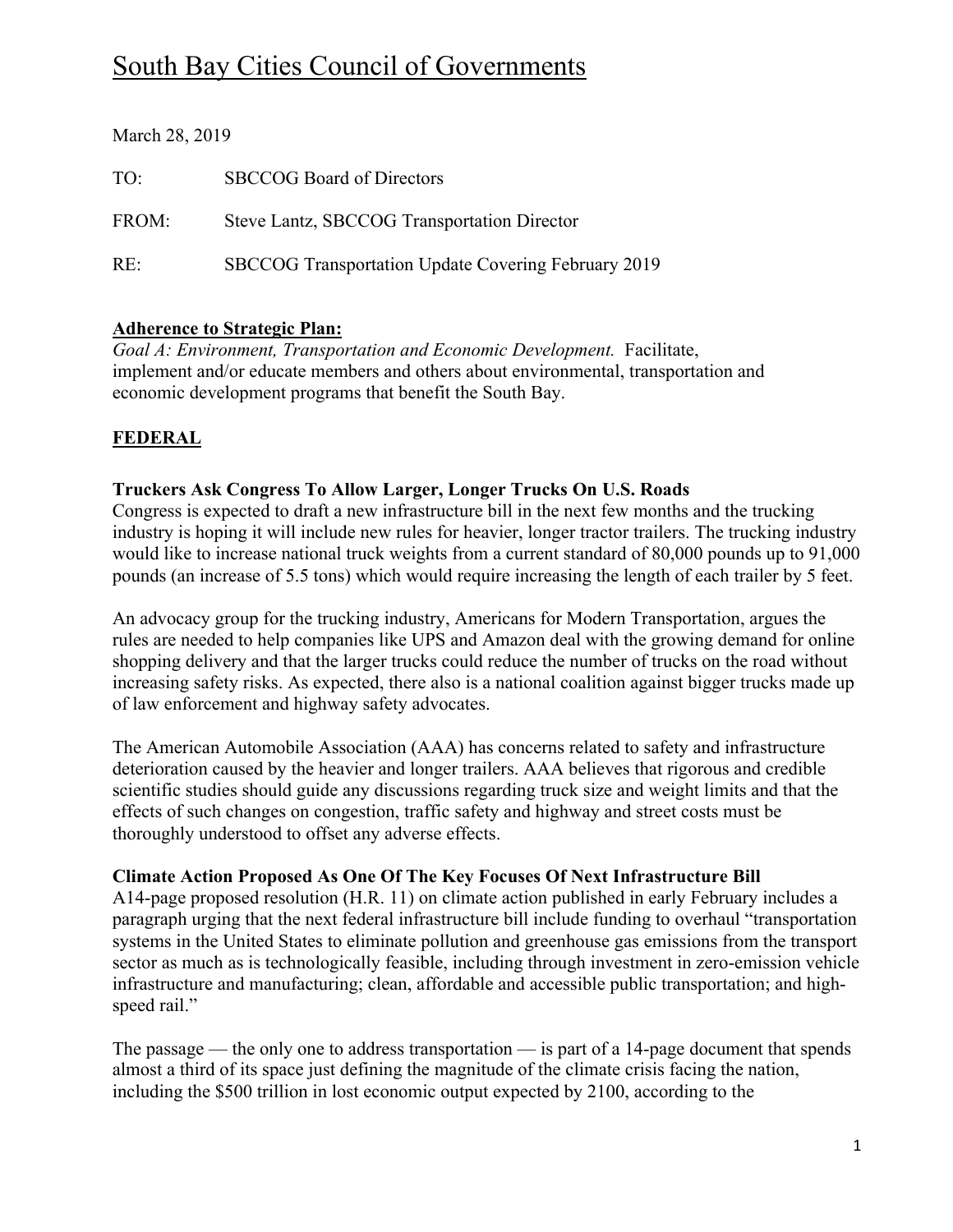# South Bay Cities Council of Governments

March 28, 2019

TO: SBCCOG Board of Directors

FROM: Steve Lantz, SBCCOG Transportation Director

RE: SBCCOG Transportation Update Covering February 2019

**Adherence to Strategic Plan:**

*Goal A: Environment, Transportation and Economic Development.* Facilitate, implement and/or educate members and others about environmental, transportation and economic development programs that benefit the South Bay.

## FEDERAL

### Truckers Ask Congress To Allow Larger, Longer Trucks On U.S. Roads

Congress is expected to draft a new infrastructure bill in the next few months and the trucking industry is hoping it will include new rules for heavier, longer tractor trailers. The trucking industry would like to increase national truck weights from a current standard of 80,000 pounds up to 91,000 pounds (an increase of 5.5 tons) which would require increasing the length of each trailer by 5 feet.

An advocacy group for the trucking industry, Americans for Modern Transportation, argues the rules are needed to help companies like UPS and Amazon deal with the growing demand for online shopping delivery and that the larger trucks could reduce the number of trucks on the road without increasing safety risks. As expected, there also is a national coalition against bigger trucks made up of law enforcement and highway safety advocates.

The American Automobile Association (AAA) has concerns related to safety and infrastructure deterioration caused by the heavier and longer trailers. AAA believes that rigorous and credible scientific studies should guide any discussions regarding truck size and weight limits and that the effects of such changes on congestion, traffic safety and highway and street costs must be thoroughly understood to offset any adverse effects.

### Climate Action Proposed As One Of The Key Focuses Of Next Infrastructure Bill

A14-page proposed resolution (H.R. 11) on climate action published in early February includes a paragraph urging that the next federal infrastructure bill include funding to overhaul "transportation systems in the United States to eliminate pollution and greenhouse gas emissions from the transport sector as much as is technologically feasible, including through investment in zero-emission vehicle infrastructure and manufacturing; clean, affordable and accessible public transportation; and high-speed rail."

The passage — the only one to address transportation — is part of a 14-page document that spends almost a third of its space just defining the magnitude of the climate crisis facing the nation, including the $500 trillion in lost economic output expected by 2100, according to the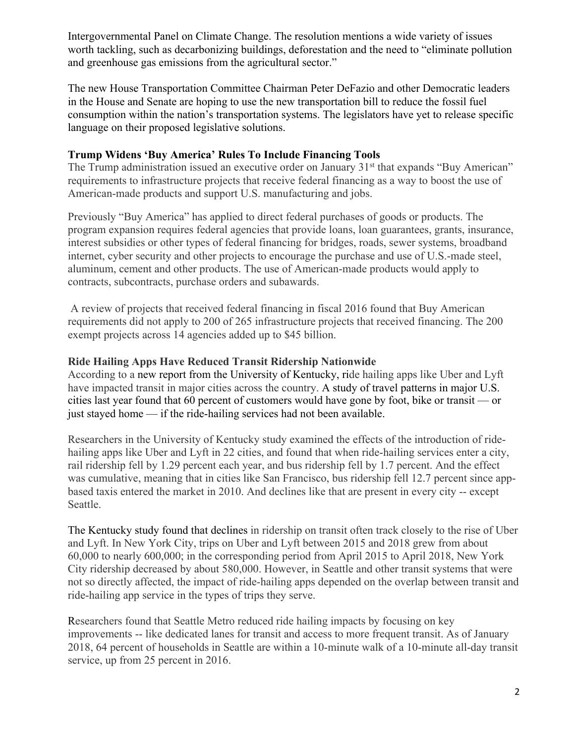Intergovernmental Panel on Climate Change. The resolution mentions a wide variety of issues worth tackling, such as decarbonizing buildings, deforestation and the need to "eliminate pollution and greenhouse gas emissions from the agricultural sector."

The new House Transportation Committee Chairman Peter DeFazio and other Democratic leaders in the House and Senate are hoping to use the new transportation bill to reduce the fossil fuel consumption within the nation's transportation systems. The legislators have yet to release specific language on their proposed legislative solutions.

**Trump Widens 'Buy America' Rules To Include Financing Tools**

The Trump administration issued an executive order on January 31st that expands "Buy American" requirements to infrastructure projects that receive federal financing as a way to boost the use of American-made products and support U.S. manufacturing and jobs.

Previously "Buy America" has applied to direct federal purchases of goods or products. The program expansion requires federal agencies that provide loans, loan guarantees, grants, insurance, interest subsidies or other types of federal financing for bridges, roads, sewer systems, broadband internet, cyber security and other projects to encourage the purchase and use of U.S.-made steel, aluminum, cement and other products. The use of American-made products would apply to contracts, subcontracts, purchase orders and subawards.

A review of projects that received federal financing in fiscal 2016 found that Buy American requirements did not apply to 200 of 265 infrastructure projects that received financing. The 200 exempt projects across 14 agencies added up to $45 billion.

**Ride Hailing Apps Have Reduced Transit Ridership Nationwide**

According to a new report from the University of Kentucky, ride hailing apps like Uber and Lyft have impacted transit in major cities across the country. A study of travel patterns in major U.S. cities last year found that 60 percent of customers would have gone by foot, bike or transit — or just stayed home — if the ride-hailing services had not been available.

Researchers in the University of Kentucky study examined the effects of the introduction of ride-hailing apps like Uber and Lyft in 22 cities, and found that when ride-hailing services enter a city, rail ridership fell by 1.29 percent each year, and bus ridership fell by 1.7 percent. And the effect was cumulative, meaning that in cities like San Francisco, bus ridership fell 12.7 percent since app-based taxis entered the market in 2010. And declines like that are present in every city -- except Seattle.

The Kentucky study found that declines in ridership on transit often track closely to the rise of Uber and Lyft. In New York City, trips on Uber and Lyft between 2015 and 2018 grew from about 60,000 to nearly 600,000; in the corresponding period from April 2015 to April 2018, New York City ridership decreased by about 580,000. However, in Seattle and other transit systems that were not so directly affected, the impact of ride-hailing apps depended on the overlap between transit and ride-hailing app service in the types of trips they serve.

Researchers found that Seattle Metro reduced ride hailing impacts by focusing on key improvements -- like dedicated lanes for transit and access to more frequent transit. As of January 2018, 64 percent of households in Seattle are within a 10-minute walk of a 10-minute all-day transit service, up from 25 percent in 2016.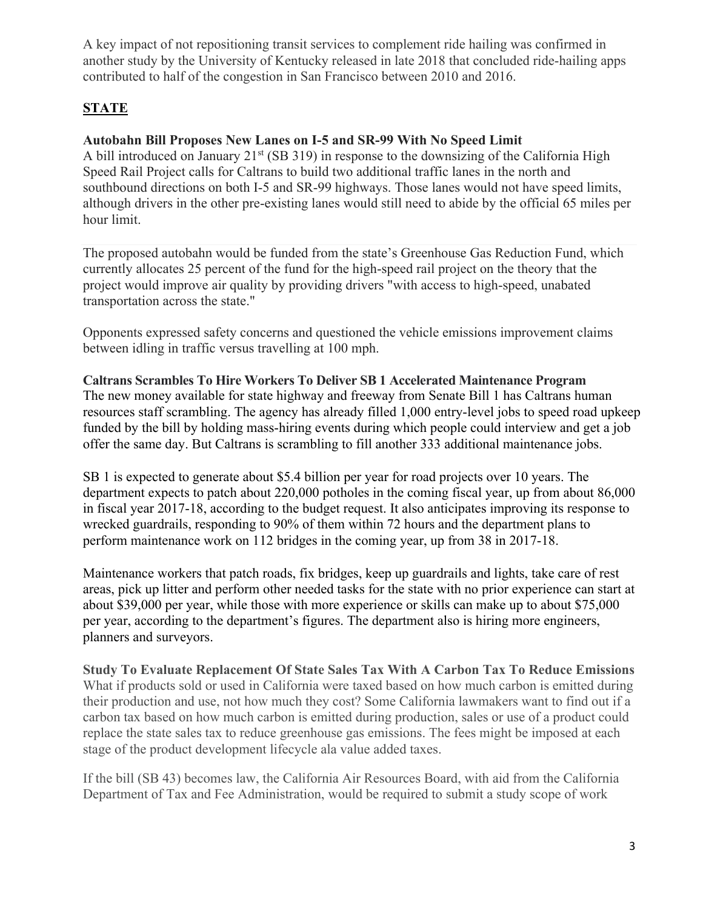A key impact of not repositioning transit services to complement ride hailing was confirmed in another study by the University of Kentucky released in late 2018 that concluded ride-hailing apps contributed to half of the congestion in San Francisco between 2010 and 2016.

## **STATE**

**Autobahn Bill Proposes New Lanes on I-5 and SR-99 With No Speed Limit**

A bill introduced on January 21st (SB 319) in response to the downsizing of the California High Speed Rail Project calls for Caltrans to build two additional traffic lanes in the north and southbound directions on both I-5 and SR-99 highways. Those lanes would not have speed limits, although drivers in the other pre-existing lanes would still need to abide by the official 65 miles per hour limit.

The proposed autobahn would be funded from the state's Greenhouse Gas Reduction Fund, which currently allocates 25 percent of the fund for the high-speed rail project on the theory that the project would improve air quality by providing drivers "with access to high-speed, unabated transportation across the state."

Opponents expressed safety concerns and questioned the vehicle emissions improvement claims between idling in traffic versus travelling at 100 mph.

**Caltrans Scrambles To Hire Workers To Deliver SB 1 Accelerated Maintenance Program**

The new money available for state highway and freeway from Senate Bill 1 has Caltrans human resources staff scrambling. The agency has already filled 1,000 entry-level jobs to speed road upkeep funded by the bill by holding mass-hiring events during which people could interview and get a job offer the same day. But Caltrans is scrambling to fill another 333 additional maintenance jobs.

SB 1 is expected to generate about $5.4 billion per year for road projects over 10 years. The department expects to patch about 220,000 potholes in the coming fiscal year, up from about 86,000 in fiscal year 2017-18, according to the budget request. It also anticipates improving its response to wrecked guardrails, responding to 90% of them within 72 hours and the department plans to perform maintenance work on 112 bridges in the coming year, up from 38 in 2017-18.

Maintenance workers that patch roads, fix bridges, keep up guardrails and lights, take care of rest areas, pick up litter and perform other needed tasks for the state with no prior experience can start at about $39,000 per year, while those with more experience or skills can make up to about $75,000 per year, according to the department's figures. The department also is hiring more engineers, planners and surveyors.

**Study To Evaluate Replacement Of State Sales Tax With A Carbon Tax To Reduce Emissions**

What if products sold or used in California were taxed based on how much carbon is emitted during their production and use, not how much they cost? Some California lawmakers want to find out if a carbon tax based on how much carbon is emitted during production, sales or use of a product could replace the state sales tax to reduce greenhouse gas emissions. The fees might be imposed at each stage of the product development lifecycle ala value added taxes.

If the bill (SB 43) becomes law, the California Air Resources Board, with aid from the California Department of Tax and Fee Administration, would be required to submit a study scope of work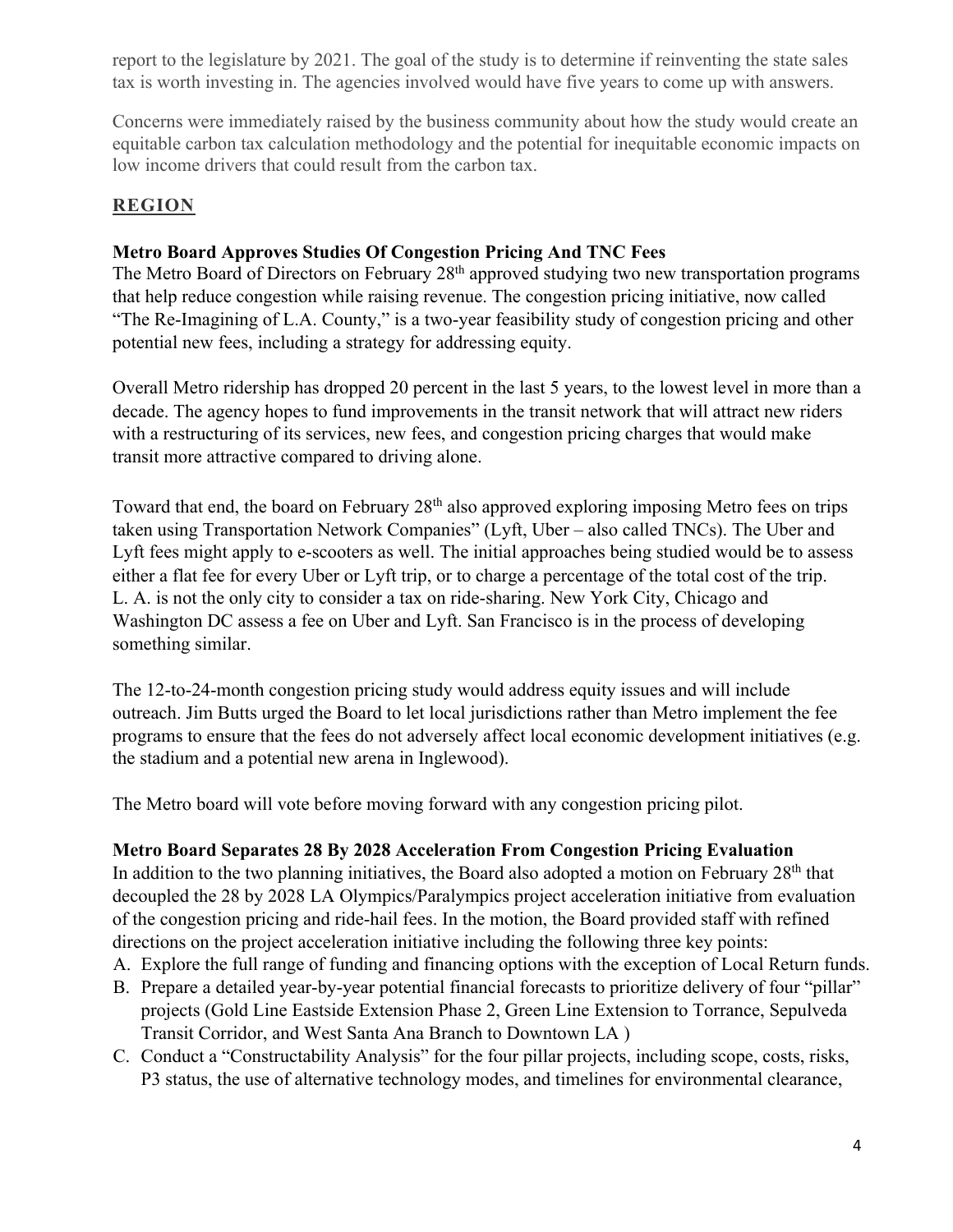report to the legislature by 2021. The goal of the study is to determine if reinventing the state sales tax is worth investing in. The agencies involved would have five years to come up with answers.

Concerns were immediately raised by the business community about how the study would create an equitable carbon tax calculation methodology and the potential for inequitable economic impacts on low income drivers that could result from the carbon tax.

## REGION

### Metro Board Approves Studies Of Congestion Pricing And TNC Fees

The Metro Board of Directors on February 28th approved studying two new transportation programs that help reduce congestion while raising revenue. The congestion pricing initiative, now called "The Re-Imagining of L.A. County," is a two-year feasibility study of congestion pricing and other potential new fees, including a strategy for addressing equity.

Overall Metro ridership has dropped 20 percent in the last 5 years, to the lowest level in more than a decade. The agency hopes to fund improvements in the transit network that will attract new riders with a restructuring of its services, new fees, and congestion pricing charges that would make transit more attractive compared to driving alone.

Toward that end, the board on February 28th also approved exploring imposing Metro fees on trips taken using Transportation Network Companies" (Lyft, Uber – also called TNCs). The Uber and Lyft fees might apply to e-scooters as well. The initial approaches being studied would be to assess either a flat fee for every Uber or Lyft trip, or to charge a percentage of the total cost of the trip. L. A. is not the only city to consider a tax on ride-sharing. New York City, Chicago and Washington DC assess a fee on Uber and Lyft. San Francisco is in the process of developing something similar.

The 12-to-24-month congestion pricing study would address equity issues and will include outreach. Jim Butts urged the Board to let local jurisdictions rather than Metro implement the fee programs to ensure that the fees do not adversely affect local economic development initiatives (e.g. the stadium and a potential new arena in Inglewood).

The Metro board will vote before moving forward with any congestion pricing pilot.

### Metro Board Separates 28 By 2028 Acceleration From Congestion Pricing Evaluation

In addition to the two planning initiatives, the Board also adopted a motion on February 28th that decoupled the 28 by 2028 LA Olympics/Paralympics project acceleration initiative from evaluation of the congestion pricing and ride-hail fees. In the motion, the Board provided staff with refined directions on the project acceleration initiative including the following three key points:

A. Explore the full range of funding and financing options with the exception of Local Return funds.
B. Prepare a detailed year-by-year potential financial forecasts to prioritize delivery of four "pillar" projects (Gold Line Eastside Extension Phase 2, Green Line Extension to Torrance, Sepulveda Transit Corridor, and West Santa Ana Branch to Downtown LA )
C. Conduct a "Constructability Analysis" for the four pillar projects, including scope, costs, risks, P3 status, the use of alternative technology modes, and timelines for environmental clearance,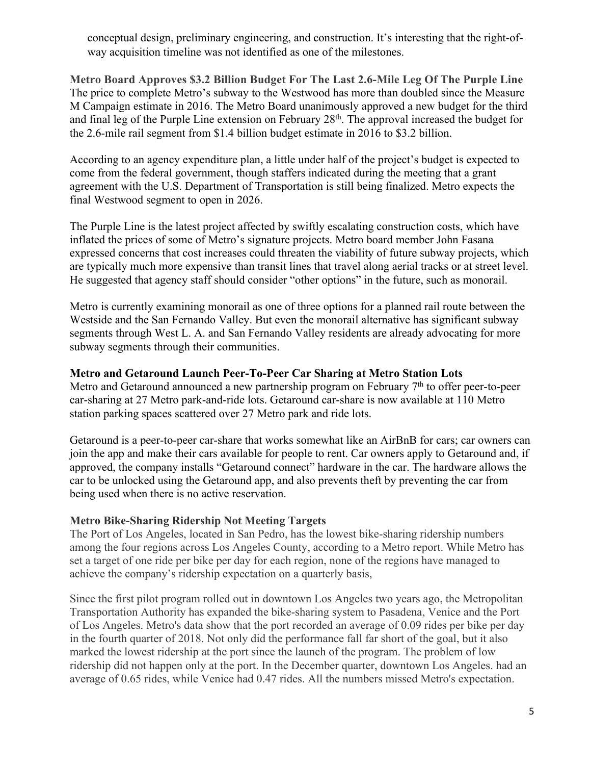conceptual design, preliminary engineering, and construction. It's interesting that the right-of-way acquisition timeline was not identified as one of the milestones.

**Metro Board Approves $3.2 Billion Budget For The Last 2.6-Mile Leg Of The Purple Line**

The price to complete Metro's subway to the Westwood has more than doubled since the Measure M Campaign estimate in 2016. The Metro Board unanimously approved a new budget for the third and final leg of the Purple Line extension on February 28th. The approval increased the budget for the 2.6-mile rail segment from $1.4 billion budget estimate in 2016 to $3.2 billion.

According to an agency expenditure plan, a little under half of the project's budget is expected to come from the federal government, though staffers indicated during the meeting that a grant agreement with the U.S. Department of Transportation is still being finalized. Metro expects the final Westwood segment to open in 2026.

The Purple Line is the latest project affected by swiftly escalating construction costs, which have inflated the prices of some of Metro's signature projects. Metro board member John Fasana expressed concerns that cost increases could threaten the viability of future subway projects, which are typically much more expensive than transit lines that travel along aerial tracks or at street level. He suggested that agency staff should consider "other options" in the future, such as monorail.

Metro is currently examining monorail as one of three options for a planned rail route between the Westside and the San Fernando Valley. But even the monorail alternative has significant subway segments through West L. A. and San Fernando Valley residents are already advocating for more subway segments through their communities.

**Metro and Getaround Launch Peer-To-Peer Car Sharing at Metro Station Lots**

Metro and Getaround announced a new partnership program on February 7th to offer peer-to-peer car-sharing at 27 Metro park-and-ride lots. Getaround car-share is now available at 110 Metro station parking spaces scattered over 27 Metro park and ride lots.

Getaround is a peer-to-peer car-share that works somewhat like an AirBnB for cars; car owners can join the app and make their cars available for people to rent. Car owners apply to Getaround and, if approved, the company installs "Getaround connect" hardware in the car. The hardware allows the car to be unlocked using the Getaround app, and also prevents theft by preventing the car from being used when there is no active reservation.

**Metro Bike-Sharing Ridership Not Meeting Targets**

The Port of Los Angeles, located in San Pedro, has the lowest bike-sharing ridership numbers among the four regions across Los Angeles County, according to a Metro report. While Metro has set a target of one ride per bike per day for each region, none of the regions have managed to achieve the company's ridership expectation on a quarterly basis,

Since the first pilot program rolled out in downtown Los Angeles two years ago, the Metropolitan Transportation Authority has expanded the bike-sharing system to Pasadena, Venice and the Port of Los Angeles. Metro's data show that the port recorded an average of 0.09 rides per bike per day in the fourth quarter of 2018. Not only did the performance fall far short of the goal, but it also marked the lowest ridership at the port since the launch of the program. The problem of low ridership did not happen only at the port. In the December quarter, downtown Los Angeles. had an average of 0.65 rides, while Venice had 0.47 rides. All the numbers missed Metro's expectation.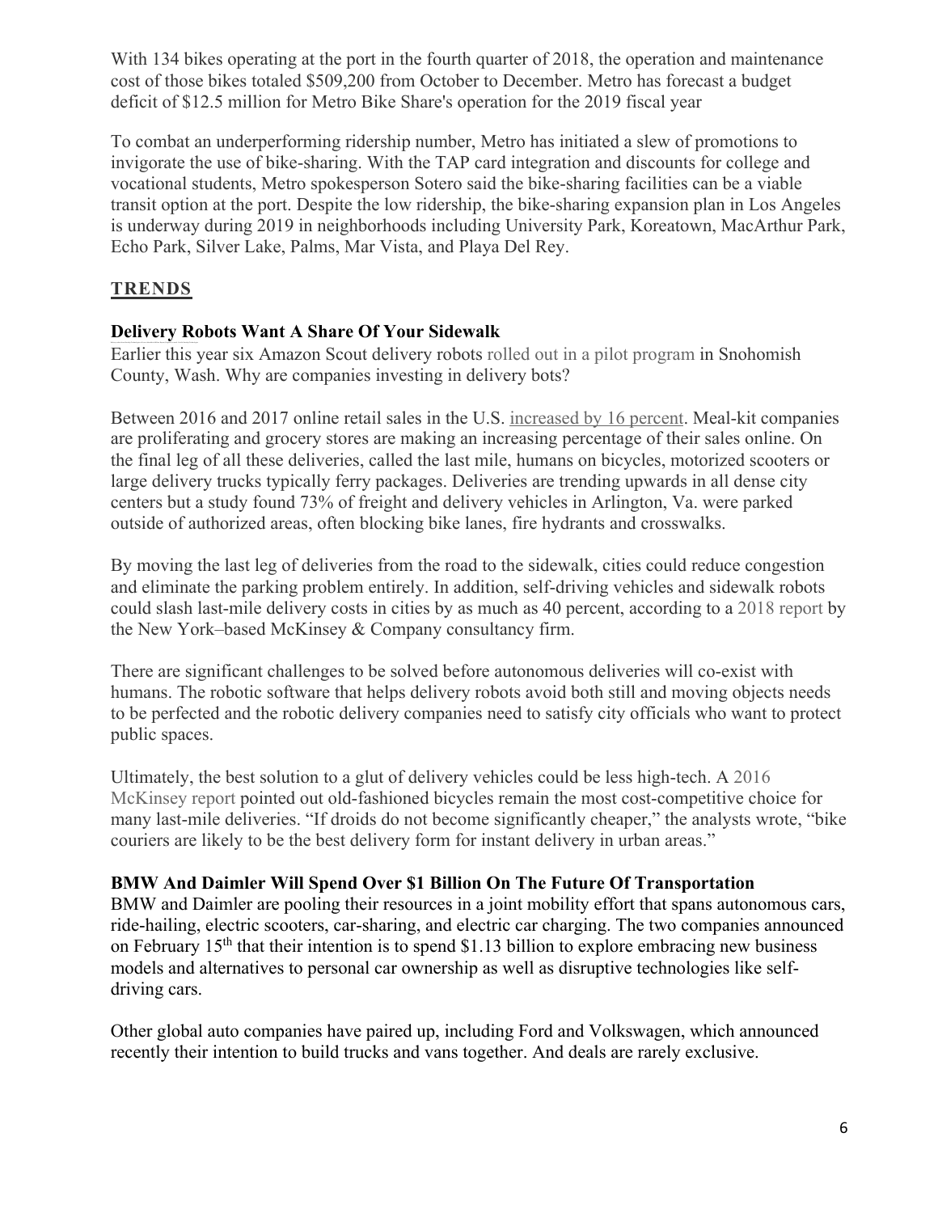With 134 bikes operating at the port in the fourth quarter of 2018, the operation and maintenance cost of those bikes totaled $509,200 from October to December. Metro has forecast a budget deficit of $12.5 million for Metro Bike Share's operation for the 2019 fiscal year

To combat an underperforming ridership number, Metro has initiated a slew of promotions to invigorate the use of bike-sharing. With the TAP card integration and discounts for college and vocational students, Metro spokesperson Sotero said the bike-sharing facilities can be a viable transit option at the port. Despite the low ridership, the bike-sharing expansion plan in Los Angeles is underway during 2019 in neighborhoods including University Park, Koreatown, MacArthur Park, Echo Park, Silver Lake, Palms, Mar Vista, and Playa Del Rey.

## TRENDS

### Delivery Robots Want A Share Of Your Sidewalk

Earlier this year six Amazon Scout delivery robots rolled out in a pilot program in Snohomish County, Wash. Why are companies investing in delivery bots?

Between 2016 and 2017 online retail sales in the U.S. increased by 16 percent. Meal-kit companies are proliferating and grocery stores are making an increasing percentage of their sales online. On the final leg of all these deliveries, called the last mile, humans on bicycles, motorized scooters or large delivery trucks typically ferry packages. Deliveries are trending upwards in all dense city centers but a study found 73% of freight and delivery vehicles in Arlington, Va. were parked outside of authorized areas, often blocking bike lanes, fire hydrants and crosswalks.

By moving the last leg of deliveries from the road to the sidewalk, cities could reduce congestion and eliminate the parking problem entirely. In addition, self-driving vehicles and sidewalk robots could slash last-mile delivery costs in cities by as much as 40 percent, according to a 2018 report by the New York–based McKinsey & Company consultancy firm.

There are significant challenges to be solved before autonomous deliveries will co-exist with humans. The robotic software that helps delivery robots avoid both still and moving objects needs to be perfected and the robotic delivery companies need to satisfy city officials who want to protect public spaces.

Ultimately, the best solution to a glut of delivery vehicles could be less high-tech. A 2016 McKinsey report pointed out old-fashioned bicycles remain the most cost-competitive choice for many last-mile deliveries. "If droids do not become significantly cheaper," the analysts wrote, "bike couriers are likely to be the best delivery form for instant delivery in urban areas."

### BMW And Daimler Will Spend Over $1 Billion On The Future Of Transportation

BMW and Daimler are pooling their resources in a joint mobility effort that spans autonomous cars, ride-hailing, electric scooters, car-sharing, and electric car charging. The two companies announced on February 15th that their intention is to spend $1.13 billion to explore embracing new business models and alternatives to personal car ownership as well as disruptive technologies like self-driving cars.

Other global auto companies have paired up, including Ford and Volkswagen, which announced recently their intention to build trucks and vans together. And deals are rarely exclusive.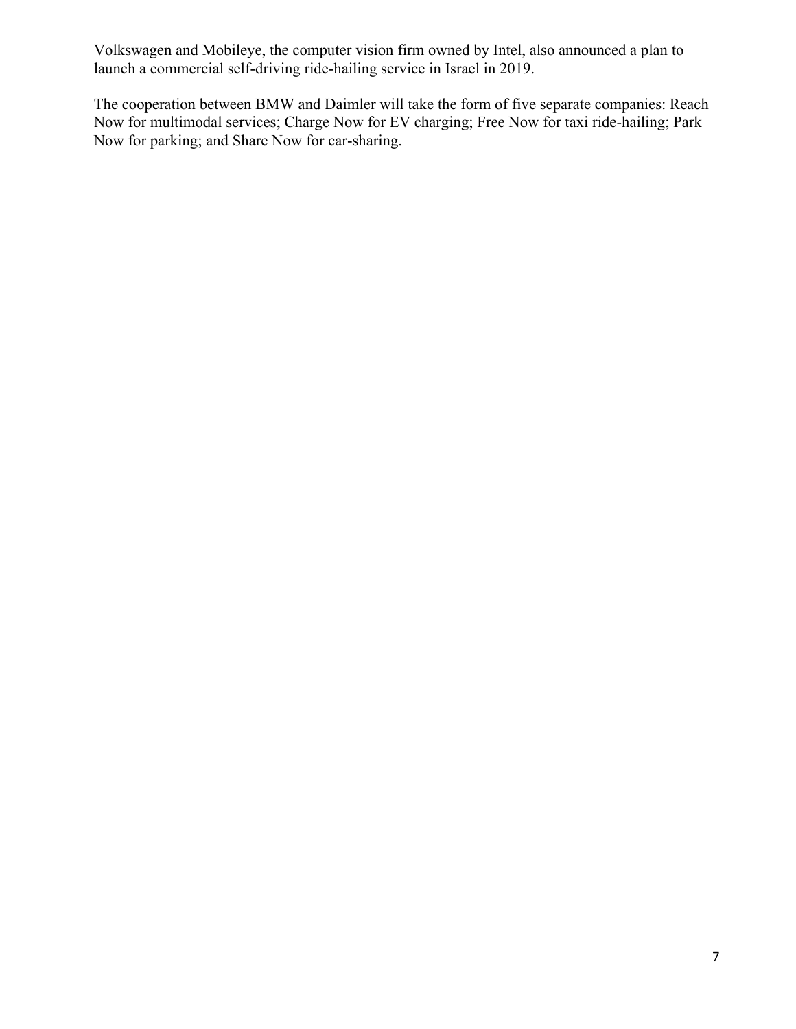Volkswagen and Mobileye, the computer vision firm owned by Intel, also announced a plan to launch a commercial self-driving ride-hailing service in Israel in 2019.

The cooperation between BMW and Daimler will take the form of five separate companies: Reach Now for multimodal services; Charge Now for EV charging; Free Now for taxi ride-hailing; Park Now for parking; and Share Now for car-sharing.